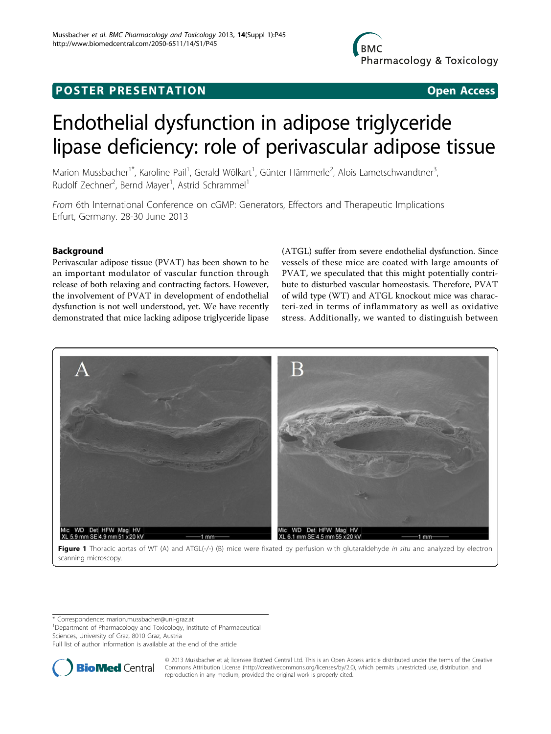POSTER PRESENTATION Open Access

# Endothelial dysfunction in adipose triglyceride lipase deficiency: role of perivascular adipose tissue

Marion Mussbacher[1*], Karoline Pail[1], Gerald Wölkart[1], Günter Hämmerle[2], Alois Lametschwandtner[3], Rudolf Zechner[2], Bernd Mayer[1], Astrid Schrammel[1]

*From* 6th International Conference on cGMP: Generators, Effectors and Therapeutic Implications
Erfurt, Germany. 28-30 June 2013

## Background

Perivascular adipose tissue (PVAT) has been shown to be an important modulator of vascular function through release of both relaxing and contracting factors. However, the involvement of PVAT in development of endothelial dysfunction is not well understood, yet. We have recently demonstrated that mice lacking adipose triglyceride lipase (ATGL) suffer from severe endothelial dysfunction. Since vessels of these mice are coated with large amounts of PVAT, we speculated that this might potentially contribute to disturbed vascular homeostasis. Therefore, PVAT of wild type (WT) and ATGL knockout mice was characteri-zed in terms of inflammatory as well as oxidative stress. Additionally, we wanted to distinguish between

**Figure 1** Thoracic aortas of WT (A) and ATGL(-/-) (B) mice were fixated by perfusion with glutaraldehyde *in situ* and analyzed by electron scanning microscopy.

\* Correspondence: marion.mussbacher@uni-graz.at
[1]Department of Pharmacology and Toxicology, Institute of Pharmaceutical Sciences, University of Graz, 8010 Graz, Austria
Full list of author information is available at the end of the article

© 2013 Mussbacher et al; licensee BioMed Central Ltd. This is an Open Access article distributed under the terms of the Creative Commons Attribution License (http://creativecommons.org/licenses/by/2.0), which permits unrestricted use, distribution, and reproduction in any medium, provided the original work is properly cited.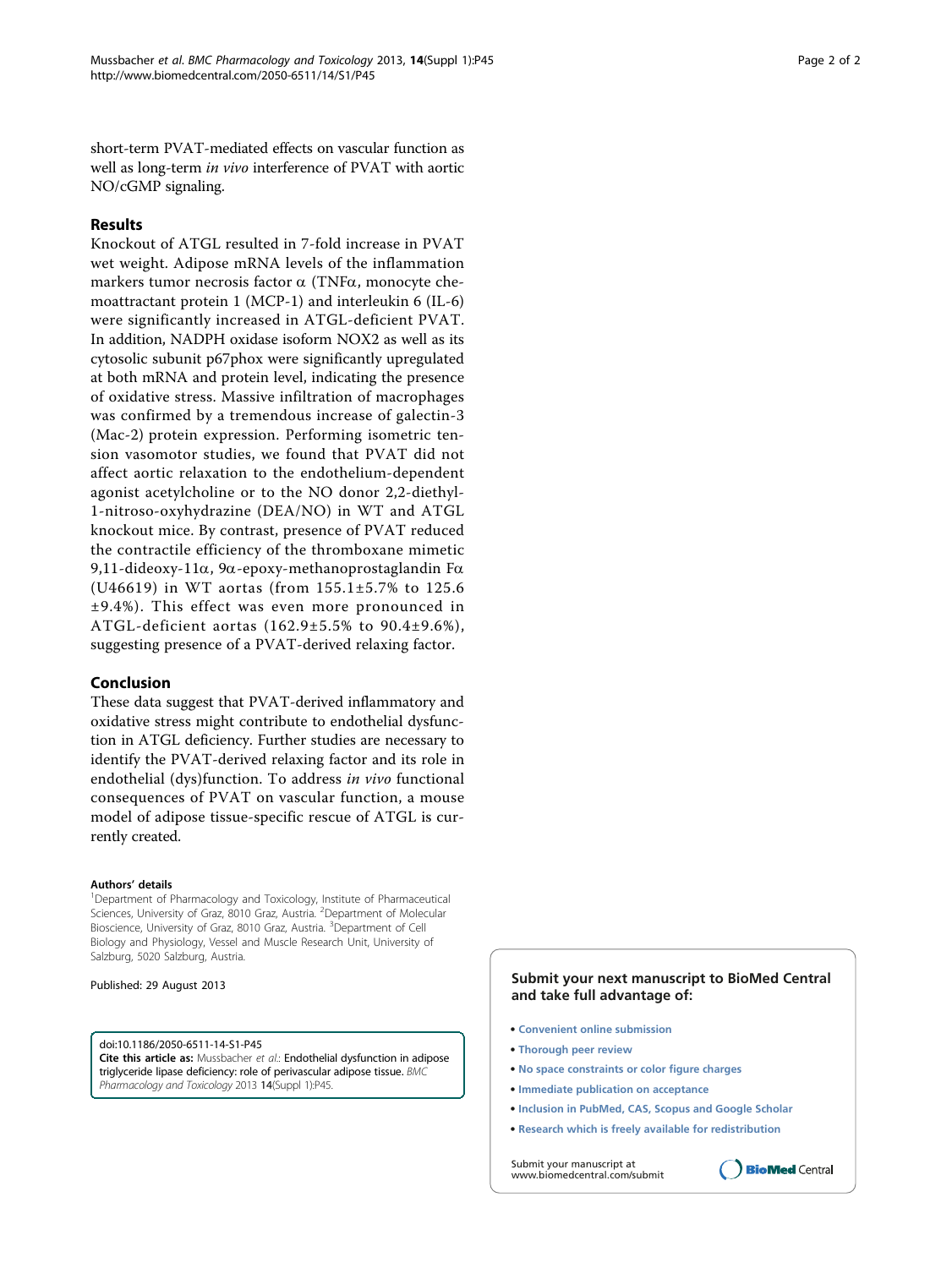short-term PVAT-mediated effects on vascular function as well as long-term *in vivo* interference of PVAT with aortic NO/cGMP signaling.

## Results

Knockout of ATGL resulted in 7-fold increase in PVAT wet weight. Adipose mRNA levels of the inflammation markers tumor necrosis factor $\alpha$ (TNF$\alpha$, monocyte chemoattractant protein 1 (MCP-1) and interleukin 6 (IL-6) were significantly increased in ATGL-deficient PVAT. In addition, NADPH oxidase isoform NOX2 as well as its cytosolic subunit p67phox were significantly upregulated at both mRNA and protein level, indicating the presence of oxidative stress. Massive infiltration of macrophages was confirmed by a tremendous increase of galectin-3 (Mac-2) protein expression. Performing isometric tension vasomotor studies, we found that PVAT did not affect aortic relaxation to the endothelium-dependent agonist acetylcholine or to the NO donor 2,2-diethyl-1-nitroso-oxyhydrazine (DEA/NO) in WT and ATGL knockout mice. By contrast, presence of PVAT reduced the contractile efficiency of the thromboxane mimetic 9,11-dideoxy-11$\alpha$, 9$\alpha$-epoxy-methanoprostaglandin F$\alpha$ (U46619) in WT aortas (from 155.1±5.7% to 125.6 ±9.4%). This effect was even more pronounced in ATGL-deficient aortas (162.9±5.5% to 90.4±9.6%), suggesting presence of a PVAT-derived relaxing factor.

## Conclusion

These data suggest that PVAT-derived inflammatory and oxidative stress might contribute to endothelial dysfunction in ATGL deficiency. Further studies are necessary to identify the PVAT-derived relaxing factor and its role in endothelial (dys)function. To address *in vivo* functional consequences of PVAT on vascular function, a mouse model of adipose tissue-specific rescue of ATGL is currently created.

#### Authors' details

[1]Department of Pharmacology and Toxicology, Institute of Pharmaceutical Sciences, University of Graz, 8010 Graz, Austria. [2]Department of Molecular Bioscience, University of Graz, 8010 Graz, Austria. [3]Department of Cell Biology and Physiology, Vessel and Muscle Research Unit, University of Salzburg, 5020 Salzburg, Austria.

Published: 29 August 2013

doi:10.1186/2050-6511-14-S1-P45
**Cite this article as:** Mussbacher *et al.*: Endothelial dysfunction in adipose triglyceride lipase deficiency: role of perivascular adipose tissue. *BMC Pharmacology and Toxicology* 2013 **14**(Suppl 1):P45.

**Submit your next manuscript to BioMed Central and take full advantage of:**

- Convenient online submission
- Thorough peer review
- No space constraints or color figure charges
- Immediate publication on acceptance
- Inclusion in PubMed, CAS, Scopus and Google Scholar
- Research which is freely available for redistribution

Submit your manuscript at www.biomedcentral.com/submit

BioMed Central